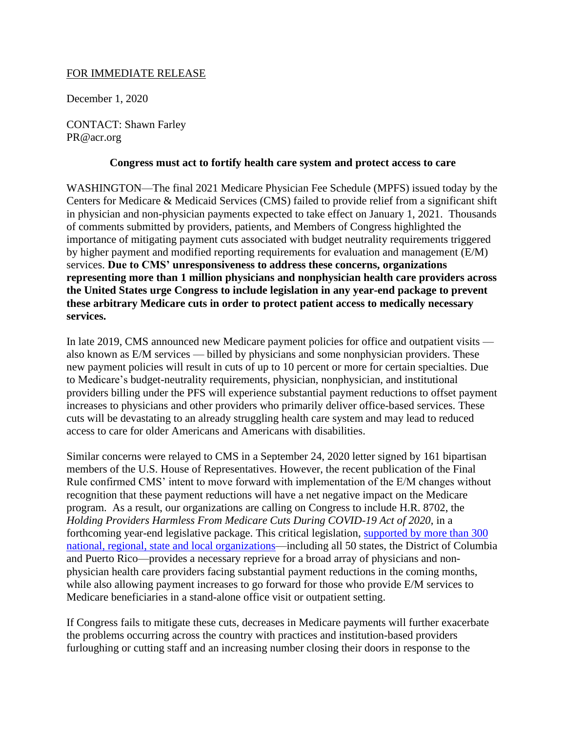FOR IMMEDIATE RELEASE

December 1, 2020

CONTACT: Shawn Farley
PR@acr.org

**Congress must act to fortify health care system and protect access to care**

WASHINGTON—The final 2021 Medicare Physician Fee Schedule (MPFS) issued today by the Centers for Medicare & Medicaid Services (CMS) failed to provide relief from a significant shift in physician and non-physician payments expected to take effect on January 1, 2021. Thousands of comments submitted by providers, patients, and Members of Congress highlighted the importance of mitigating payment cuts associated with budget neutrality requirements triggered by higher payment and modified reporting requirements for evaluation and management (E/M) services. **Due to CMS' unresponsiveness to address these concerns, organizations representing more than 1 million physicians and nonphysician health care providers across the United States urge Congress to include legislation in any year-end package to prevent these arbitrary Medicare cuts in order to protect patient access to medically necessary services.**

In late 2019, CMS announced new Medicare payment policies for office and outpatient visits — also known as E/M services — billed by physicians and some nonphysician providers. These new payment policies will result in cuts of up to 10 percent or more for certain specialties. Due to Medicare's budget-neutrality requirements, physician, nonphysician, and institutional providers billing under the PFS will experience substantial payment reductions to offset payment increases to physicians and other providers who primarily deliver office-based services. These cuts will be devastating to an already struggling health care system and may lead to reduced access to care for older Americans and Americans with disabilities.

Similar concerns were relayed to CMS in a September 24, 2020 letter signed by 161 bipartisan members of the U.S. House of Representatives. However, the recent publication of the Final Rule confirmed CMS' intent to move forward with implementation of the E/M changes without recognition that these payment reductions will have a net negative impact on the Medicare program. As a result, our organizations are calling on Congress to include H.R. 8702, the *Holding Providers Harmless From Medicare Cuts During COVID-19 Act of 2020*, in a forthcoming year-end legislative package. This critical legislation, supported by more than 300 national, regional, state and local organizations—including all 50 states, the District of Columbia and Puerto Rico—provides a necessary reprieve for a broad array of physicians and non-physician health care providers facing substantial payment reductions in the coming months, while also allowing payment increases to go forward for those who provide E/M services to Medicare beneficiaries in a stand-alone office visit or outpatient setting.

If Congress fails to mitigate these cuts, decreases in Medicare payments will further exacerbate the problems occurring across the country with practices and institution-based providers furloughing or cutting staff and an increasing number closing their doors in response to the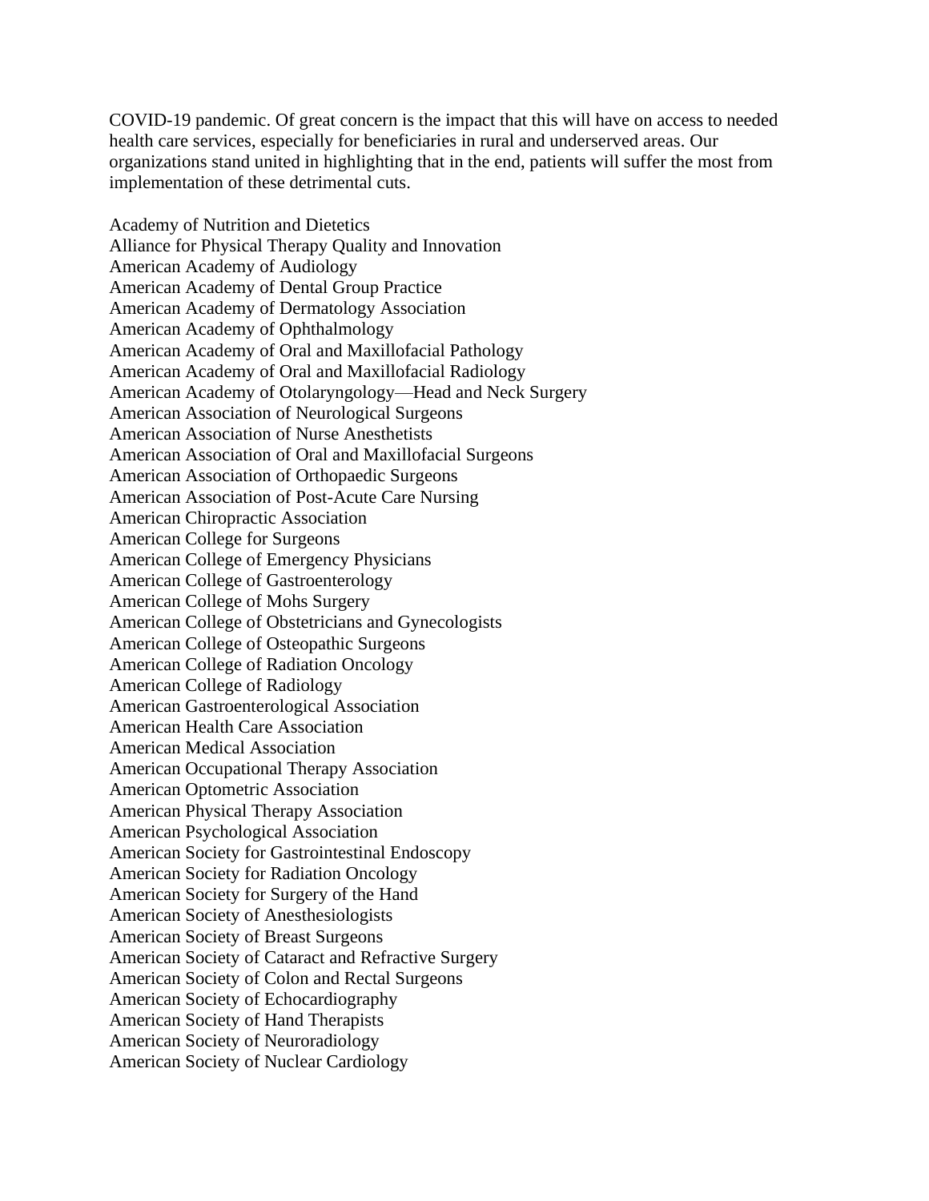COVID-19 pandemic. Of great concern is the impact that this will have on access to needed health care services, especially for beneficiaries in rural and underserved areas. Our organizations stand united in highlighting that in the end, patients will suffer the most from implementation of these detrimental cuts.

Academy of Nutrition and Dietetics
Alliance for Physical Therapy Quality and Innovation
American Academy of Audiology
American Academy of Dental Group Practice
American Academy of Dermatology Association
American Academy of Ophthalmology
American Academy of Oral and Maxillofacial Pathology
American Academy of Oral and Maxillofacial Radiology
American Academy of Otolaryngology—Head and Neck Surgery
American Association of Neurological Surgeons
American Association of Nurse Anesthetists
American Association of Oral and Maxillofacial Surgeons
American Association of Orthopaedic Surgeons
American Association of Post-Acute Care Nursing
American Chiropractic Association
American College for Surgeons
American College of Emergency Physicians
American College of Gastroenterology
American College of Mohs Surgery
American College of Obstetricians and Gynecologists
American College of Osteopathic Surgeons
American College of Radiation Oncology
American College of Radiology
American Gastroenterological Association
American Health Care Association
American Medical Association
American Occupational Therapy Association
American Optometric Association
American Physical Therapy Association
American Psychological Association
American Society for Gastrointestinal Endoscopy
American Society for Radiation Oncology
American Society for Surgery of the Hand
American Society of Anesthesiologists
American Society of Breast Surgeons
American Society of Cataract and Refractive Surgery
American Society of Colon and Rectal Surgeons
American Society of Echocardiography
American Society of Hand Therapists
American Society of Neuroradiology
American Society of Nuclear Cardiology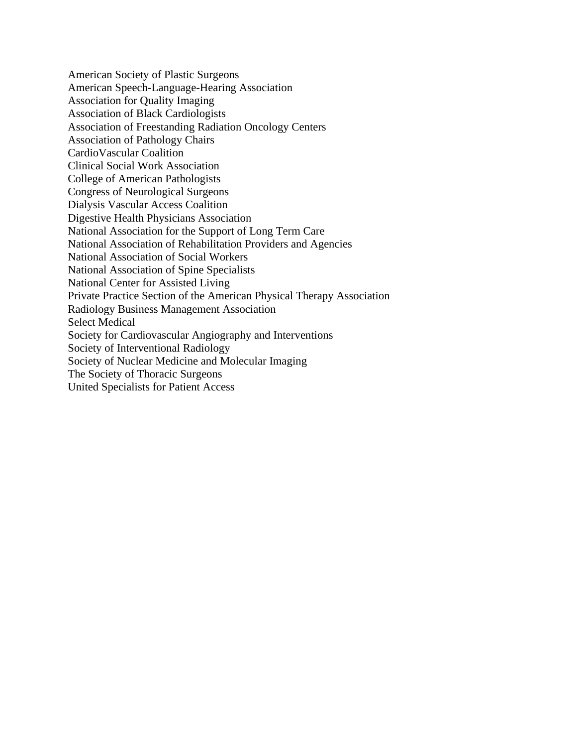American Society of Plastic Surgeons
American Speech-Language-Hearing Association
Association for Quality Imaging
Association of Black Cardiologists
Association of Freestanding Radiation Oncology Centers
Association of Pathology Chairs
CardioVascular Coalition
Clinical Social Work Association
College of American Pathologists
Congress of Neurological Surgeons
Dialysis Vascular Access Coalition
Digestive Health Physicians Association
National Association for the Support of Long Term Care
National Association of Rehabilitation Providers and Agencies
National Association of Social Workers
National Association of Spine Specialists
National Center for Assisted Living
Private Practice Section of the American Physical Therapy Association
Radiology Business Management Association
Select Medical
Society for Cardiovascular Angiography and Interventions
Society of Interventional Radiology
Society of Nuclear Medicine and Molecular Imaging
The Society of Thoracic Surgeons
United Specialists for Patient Access